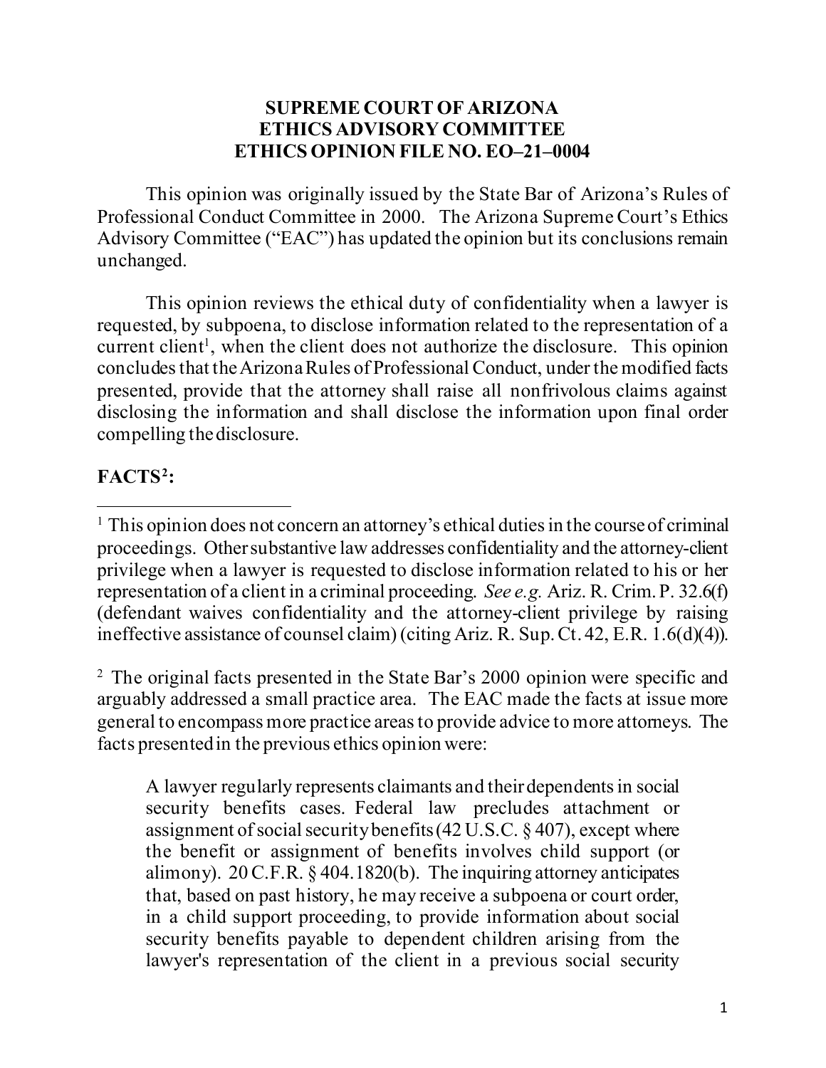**SUPREME COURT OF ARIZONA**
**ETHICS ADVISORY COMMITTEE**
**ETHICS OPINION FILE NO. EO–21–0004**

This opinion was originally issued by the State Bar of Arizona's Rules of Professional Conduct Committee in 2000. The Arizona Supreme Court's Ethics Advisory Committee ("EAC") has updated the opinion but its conclusions remain unchanged.

This opinion reviews the ethical duty of confidentiality when a lawyer is requested, by subpoena, to disclose information related to the representation of a current client[1], when the client does not authorize the disclosure. This opinion concludes that the Arizona Rules of Professional Conduct, under the modified facts presented, provide that the attorney shall raise all nonfrivolous claims against disclosing the information and shall disclose the information upon final order compelling the disclosure.

## FACTS[2]:

---

[1] This opinion does not concern an attorney's ethical duties in the course of criminal proceedings. Other substantive law addresses confidentiality and the attorney-client privilege when a lawyer is requested to disclose information related to his or her representation of a client in a criminal proceeding. *See e.g.* Ariz. R. Crim. P. 32.6(f) (defendant waives confidentiality and the attorney-client privilege by raising ineffective assistance of counsel claim) (citing Ariz. R. Sup. Ct. 42, E.R. 1.6(d)(4)).

[2] The original facts presented in the State Bar's 2000 opinion were specific and arguably addressed a small practice area. The EAC made the facts at issue more general to encompass more practice areas to provide advice to more attorneys. The facts presented in the previous ethics opinion were:

> A lawyer regularly represents claimants and their dependents in social security benefits cases. Federal law precludes attachment or assignment of social security benefits (42 U.S.C. § 407), except where the benefit or assignment of benefits involves child support (or alimony). 20 C.F.R. § 404.1820(b). The inquiring attorney anticipates that, based on past history, he may receive a subpoena or court order, in a child support proceeding, to provide information about social security benefits payable to dependent children arising from the lawyer's representation of the client in a previous social security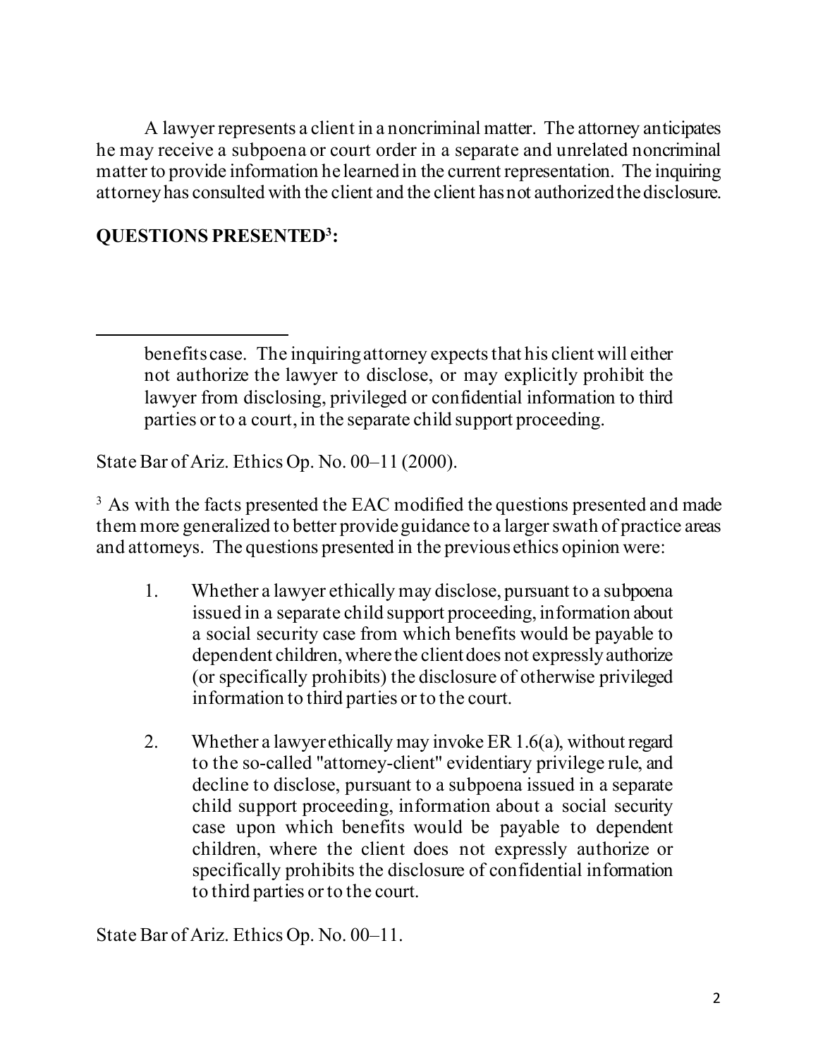A lawyer represents a client in a noncriminal matter. The attorney anticipates he may receive a subpoena or court order in a separate and unrelated noncriminal matter to provide information he learned in the current representation. The inquiring attorney has consulted with the client and the client has not authorized the disclosure.

**QUESTIONS PRESENTED[3]:**

---

> benefits case. The inquiring attorney expects that his client will either not authorize the lawyer to disclose, or may explicitly prohibit the lawyer from disclosing, privileged or confidential information to third parties or to a court, in the separate child support proceeding.

State Bar of Ariz. Ethics Op. No. 00–11 (2000).

[3] As with the facts presented the EAC modified the questions presented and made them more generalized to better provide guidance to a larger swath of practice areas and attorneys. The questions presented in the previous ethics opinion were:

> 1. Whether a lawyer ethically may disclose, pursuant to a subpoena issued in a separate child support proceeding, information about a social security case from which benefits would be payable to dependent children, where the client does not expressly authorize (or specifically prohibits) the disclosure of otherwise privileged information to third parties or to the court.
>
> 2. Whether a lawyer ethically may invoke ER 1.6(a), without regard to the so-called "attorney-client" evidentiary privilege rule, and decline to disclose, pursuant to a subpoena issued in a separate child support proceeding, information about a social security case upon which benefits would be payable to dependent children, where the client does not expressly authorize or specifically prohibits the disclosure of confidential information to third parties or to the court.

State Bar of Ariz. Ethics Op. No. 00–11.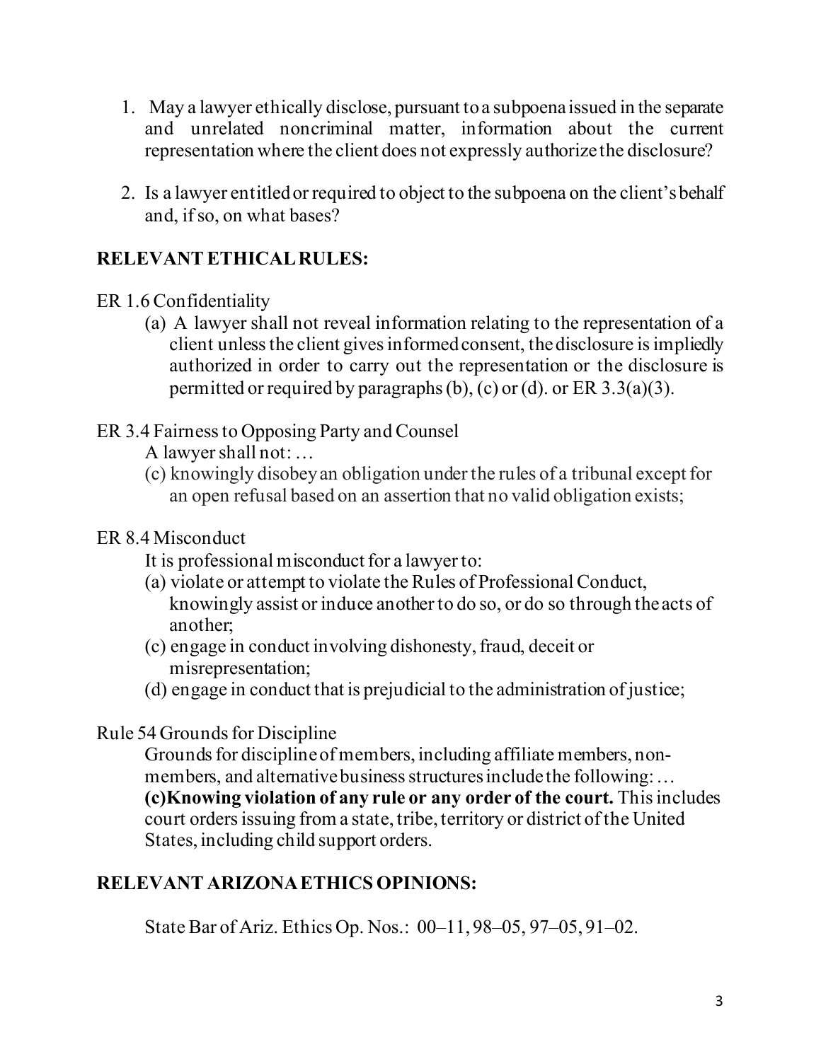1. May a lawyer ethically disclose, pursuant to a subpoena issued in the separate and unrelated noncriminal matter, information about the current representation where the client does not expressly authorize the disclosure?

2. Is a lawyer entitled or required to object to the subpoena on the client's behalf and, if so, on what bases?

## RELEVANT ETHICAL RULES:

ER 1.6 Confidentiality

> (a) A lawyer shall not reveal information relating to the representation of a client unless the client gives informed consent, the disclosure is impliedly authorized in order to carry out the representation or the disclosure is permitted or required by paragraphs (b), (c) or (d). or ER 3.3(a)(3).

ER 3.4 Fairness to Opposing Party and Counsel

> A lawyer shall not: …
>
> (c) knowingly disobey an obligation under the rules of a tribunal except for an open refusal based on an assertion that no valid obligation exists;

ER 8.4 Misconduct

> It is professional misconduct for a lawyer to:
>
> (a) violate or attempt to violate the Rules of Professional Conduct, knowingly assist or induce another to do so, or do so through the acts of another;
>
> (c) engage in conduct involving dishonesty, fraud, deceit or misrepresentation;
>
> (d) engage in conduct that is prejudicial to the administration of justice;

Rule 54 Grounds for Discipline

> Grounds for discipline of members, including affiliate members, non-members, and alternative business structures include the following: …
>
> **(c) Knowing violation of any rule or any order of the court.** This includes court orders issuing from a state, tribe, territory or district of the United States, including child support orders.

## RELEVANT ARIZONA ETHICS OPINIONS:

State Bar of Ariz. Ethics Op. Nos.: 00–11, 98–05, 97–05, 91–02.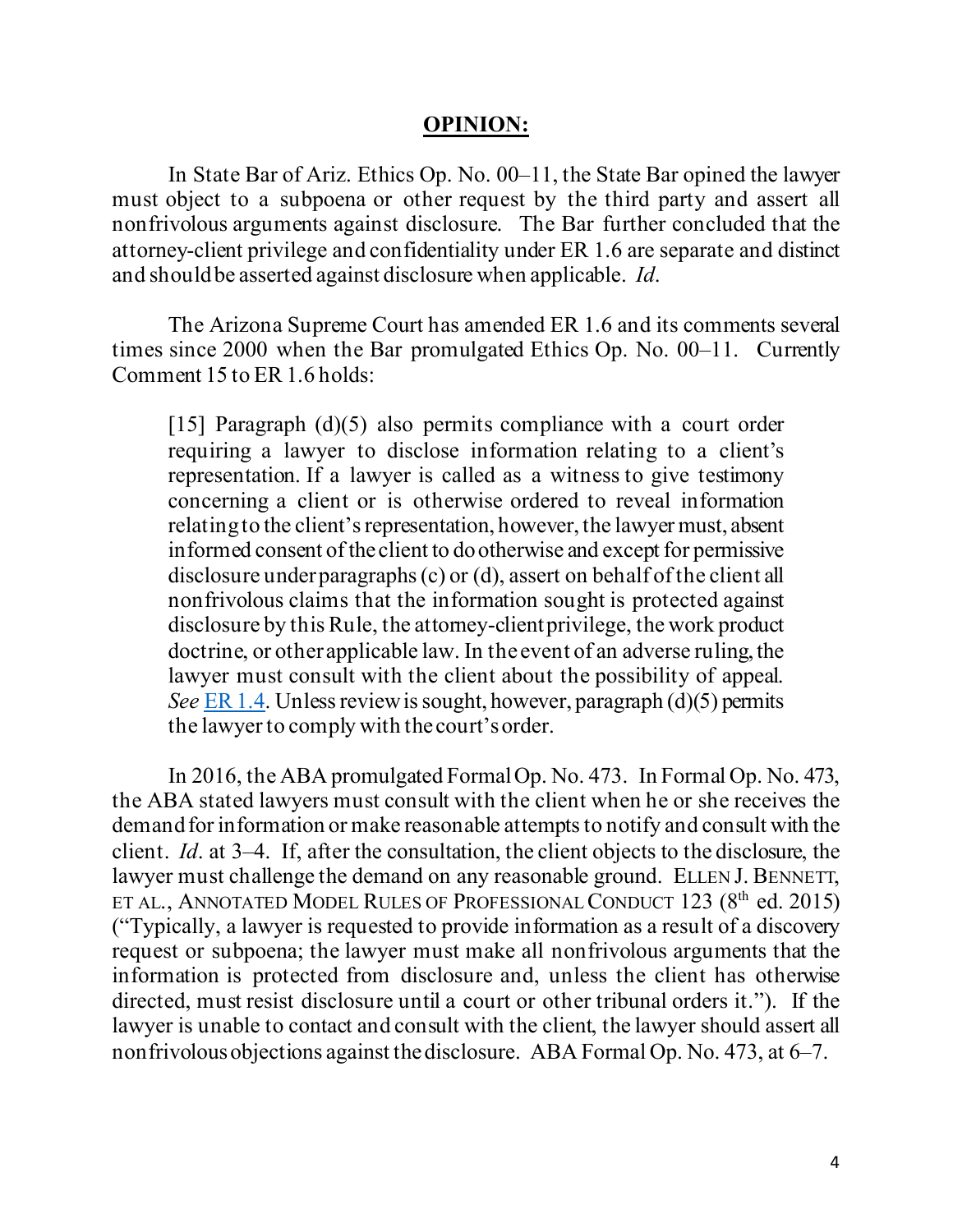**OPINION:**

In State Bar of Ariz. Ethics Op. No. 00–11, the State Bar opined the lawyer must object to a subpoena or other request by the third party and assert all nonfrivolous arguments against disclosure. The Bar further concluded that the attorney-client privilege and confidentiality under ER 1.6 are separate and distinct and should be asserted against disclosure when applicable. *Id*.

The Arizona Supreme Court has amended ER 1.6 and its comments several times since 2000 when the Bar promulgated Ethics Op. No. 00–11. Currently Comment 15 to ER 1.6 holds:

> [15] Paragraph (d)(5) also permits compliance with a court order requiring a lawyer to disclose information relating to a client's representation. If a lawyer is called as a witness to give testimony concerning a client or is otherwise ordered to reveal information relating to the client's representation, however, the lawyer must, absent informed consent of the client to do otherwise and except for permissive disclosure under paragraphs (c) or (d), assert on behalf of the client all nonfrivolous claims that the information sought is protected against disclosure by this Rule, the attorney-client privilege, the work product doctrine, or other applicable law. In the event of an adverse ruling, the lawyer must consult with the client about the possibility of appeal. *See* ER 1.4. Unless review is sought, however, paragraph (d)(5) permits the lawyer to comply with the court's order.

In 2016, the ABA promulgated Formal Op. No. 473. In Formal Op. No. 473, the ABA stated lawyers must consult with the client when he or she receives the demand for information or make reasonable attempts to notify and consult with the client. *Id*. at 3–4. If, after the consultation, the client objects to the disclosure, the lawyer must challenge the demand on any reasonable ground. ELLEN J. BENNETT, ET AL., ANNOTATED MODEL RULES OF PROFESSIONAL CONDUCT 123 (8th ed. 2015) ("Typically, a lawyer is requested to provide information as a result of a discovery request or subpoena; the lawyer must make all nonfrivolous arguments that the information is protected from disclosure and, unless the client has otherwise directed, must resist disclosure until a court or other tribunal orders it."). If the lawyer is unable to contact and consult with the client, the lawyer should assert all nonfrivolous objections against the disclosure. ABA Formal Op. No. 473, at 6–7.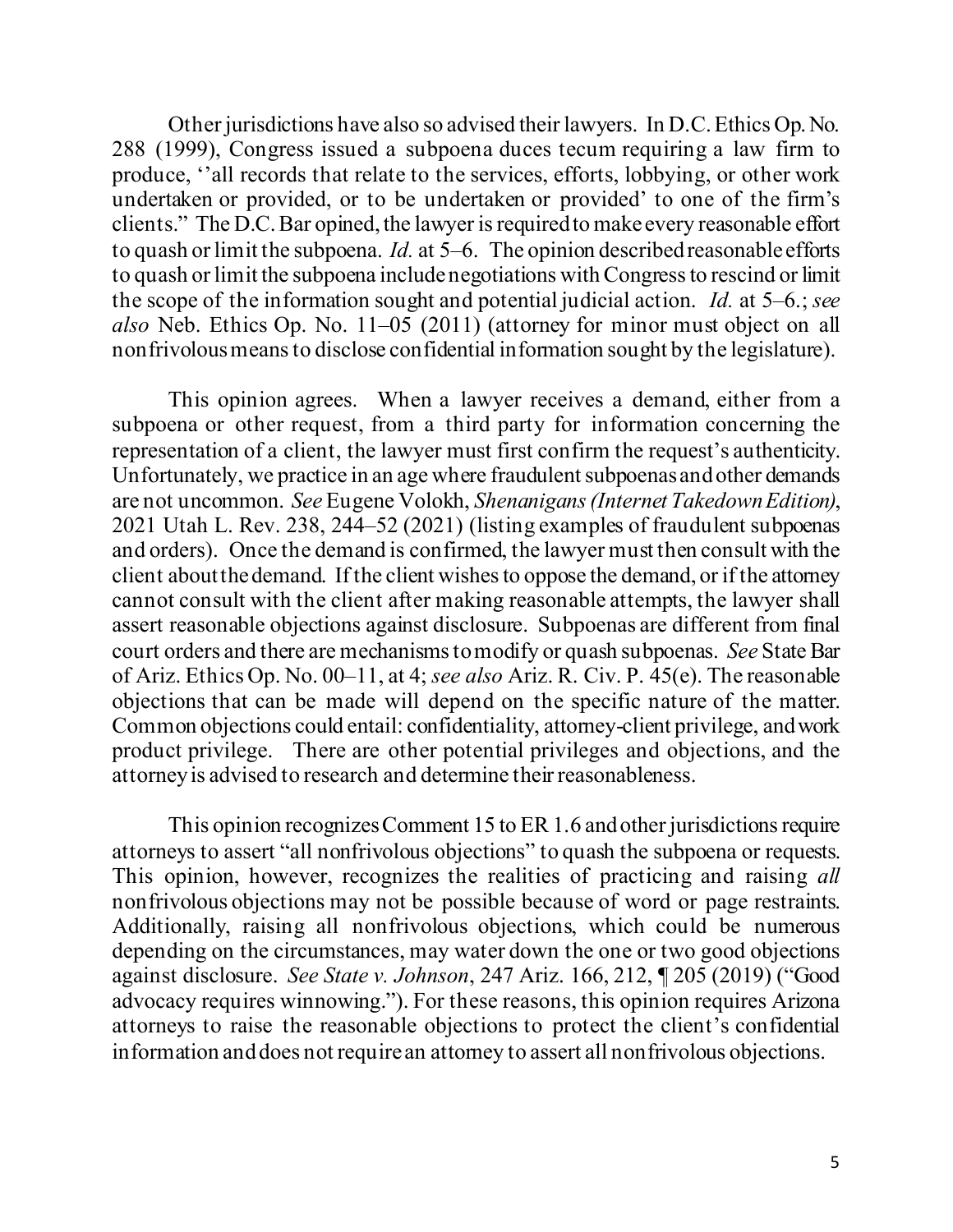Other jurisdictions have also so advised their lawyers. In D.C. Ethics Op. No. 288 (1999), Congress issued a subpoena duces tecum requiring a law firm to produce, ''all records that relate to the services, efforts, lobbying, or other work undertaken or provided, or to be undertaken or provided' to one of the firm's clients." The D.C. Bar opined, the lawyer is required to make every reasonable effort to quash or limit the subpoena. *Id.* at 5–6. The opinion described reasonable efforts to quash or limit the subpoena include negotiations with Congress to rescind or limit the scope of the information sought and potential judicial action. *Id.* at 5–6.; *see also* Neb. Ethics Op. No. 11–05 (2011) (attorney for minor must object on all nonfrivolous means to disclose confidential information sought by the legislature).

This opinion agrees. When a lawyer receives a demand, either from a subpoena or other request, from a third party for information concerning the representation of a client, the lawyer must first confirm the request's authenticity. Unfortunately, we practice in an age where fraudulent subpoenas and other demands are not uncommon. *See* Eugene Volokh, *Shenanigans (Internet Takedown Edition)*, 2021 Utah L. Rev. 238, 244–52 (2021) (listing examples of fraudulent subpoenas and orders). Once the demand is confirmed, the lawyer must then consult with the client about the demand. If the client wishes to oppose the demand, or if the attorney cannot consult with the client after making reasonable attempts, the lawyer shall assert reasonable objections against disclosure. Subpoenas are different from final court orders and there are mechanisms to modify or quash subpoenas. *See* State Bar of Ariz. Ethics Op. No. 00–11, at 4; *see also* Ariz. R. Civ. P. 45(e). The reasonable objections that can be made will depend on the specific nature of the matter. Common objections could entail: confidentiality, attorney-client privilege, and work product privilege. There are other potential privileges and objections, and the attorney is advised to research and determine their reasonableness.

This opinion recognizes Comment 15 to ER 1.6 and other jurisdictions require attorneys to assert "all nonfrivolous objections" to quash the subpoena or requests. This opinion, however, recognizes the realities of practicing and raising *all* nonfrivolous objections may not be possible because of word or page restraints. Additionally, raising all nonfrivolous objections, which could be numerous depending on the circumstances, may water down the one or two good objections against disclosure. *See State v. Johnson*, 247 Ariz. 166, 212, ¶ 205 (2019) ("Good advocacy requires winnowing."). For these reasons, this opinion requires Arizona attorneys to raise the reasonable objections to protect the client's confidential information and does not require an attorney to assert all nonfrivolous objections.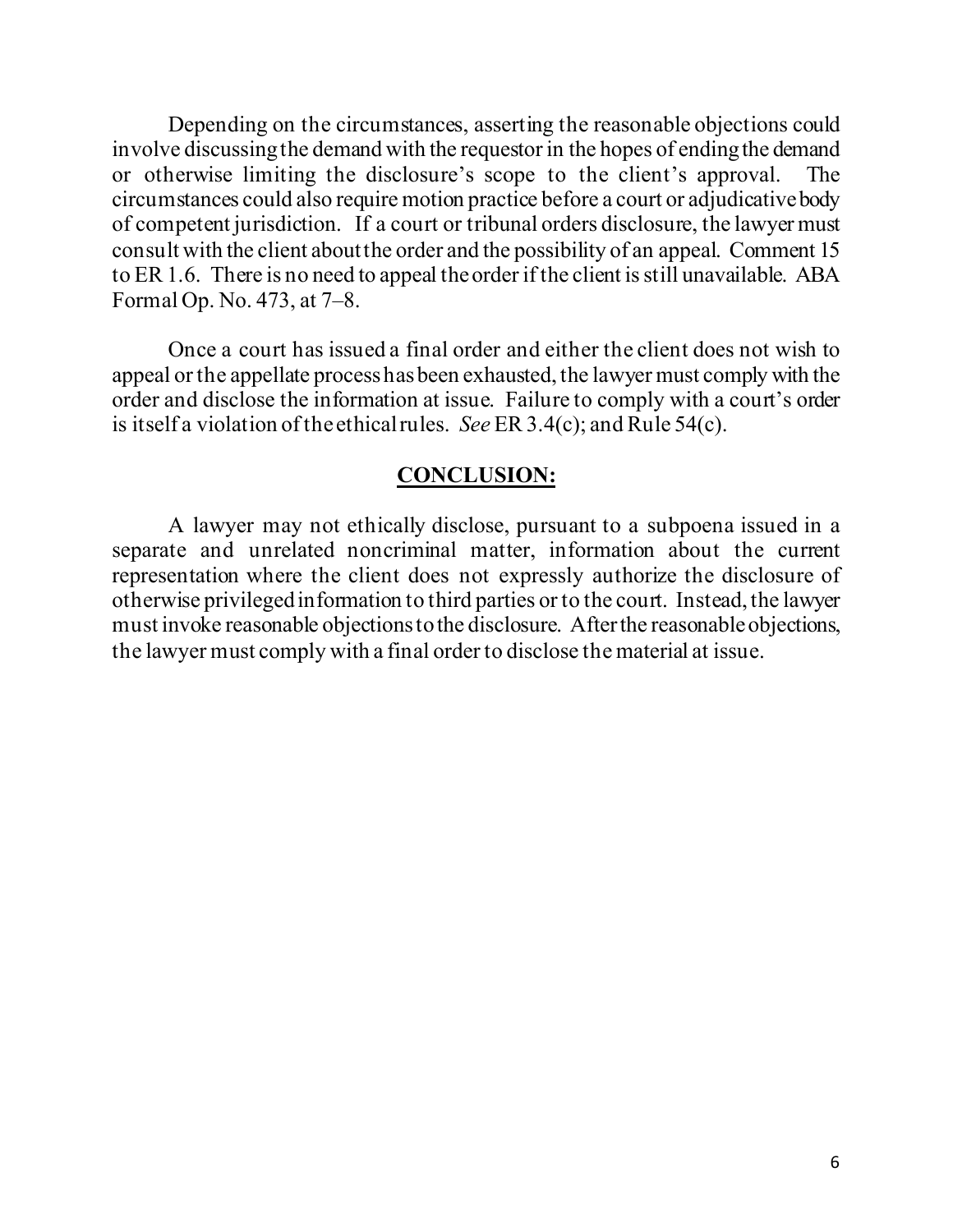Depending on the circumstances, asserting the reasonable objections could involve discussing the demand with the requestor in the hopes of ending the demand or otherwise limiting the disclosure's scope to the client's approval. The circumstances could also require motion practice before a court or adjudicative body of competent jurisdiction. If a court or tribunal orders disclosure, the lawyer must consult with the client about the order and the possibility of an appeal. Comment 15 to ER 1.6. There is no need to appeal the order if the client is still unavailable. ABA Formal Op. No. 473, at 7–8.

Once a court has issued a final order and either the client does not wish to appeal or the appellate process has been exhausted, the lawyer must comply with the order and disclose the information at issue. Failure to comply with a court's order is itself a violation of the ethical rules. *See* ER 3.4(c); and Rule 54(c).

## CONCLUSION:

A lawyer may not ethically disclose, pursuant to a subpoena issued in a separate and unrelated noncriminal matter, information about the current representation where the client does not expressly authorize the disclosure of otherwise privileged information to third parties or to the court. Instead, the lawyer must invoke reasonable objections to the disclosure. After the reasonable objections, the lawyer must comply with a final order to disclose the material at issue.